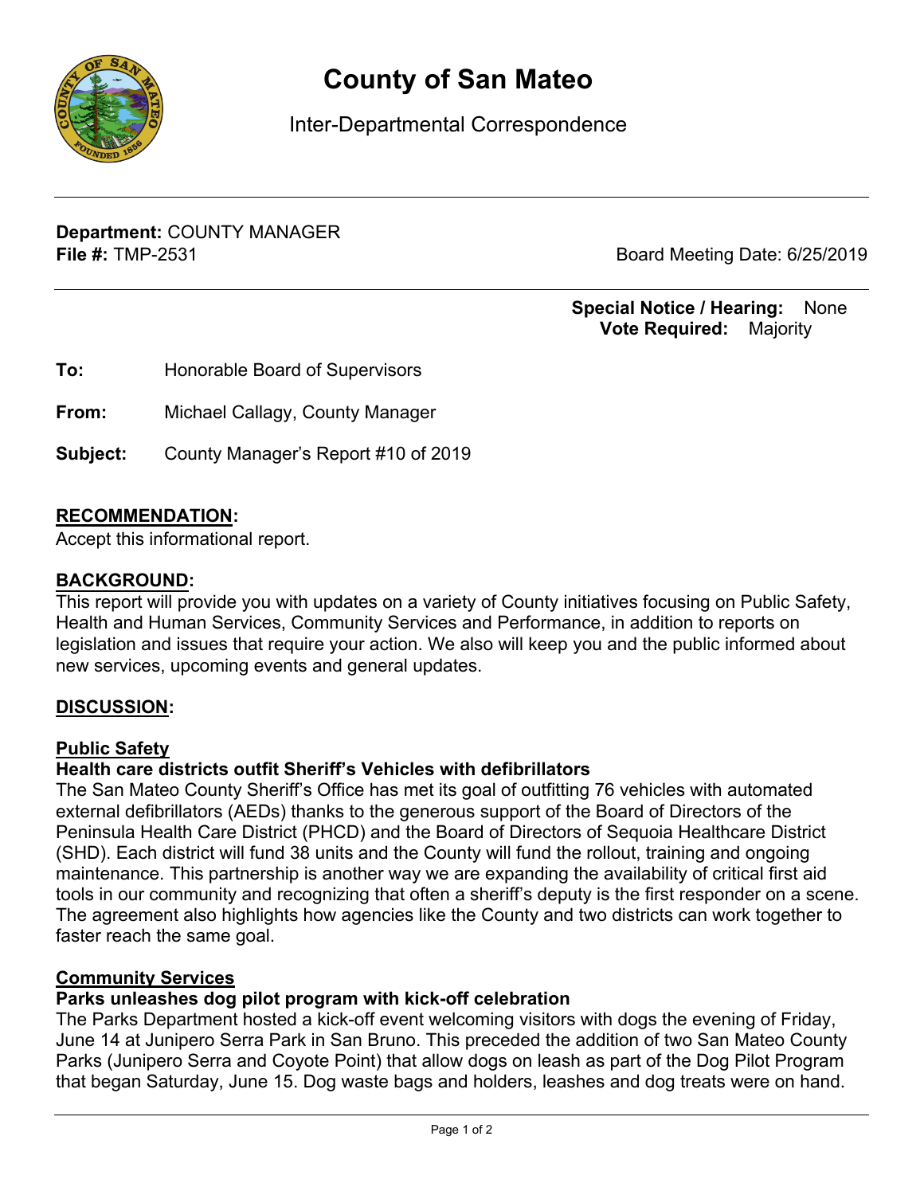# County of San Mateo

Inter-Departmental Correspondence

**Department:** COUNTY MANAGER
**File #:** TMP-2531

Board Meeting Date: 6/25/2019

**Special Notice / Hearing:** None
**Vote Required:** Majority

**To:** Honorable Board of Supervisors

**From:** Michael Callagy, County Manager

**Subject:** County Manager's Report #10 of 2019

## RECOMMENDATION:

Accept this informational report.

## BACKGROUND:

This report will provide you with updates on a variety of County initiatives focusing on Public Safety, Health and Human Services, Community Services and Performance, in addition to reports on legislation and issues that require your action. We also will keep you and the public informed about new services, upcoming events and general updates.

## DISCUSSION:

### Public Safety

**Health care districts outfit Sheriff's Vehicles with defibrillators**

The San Mateo County Sheriff's Office has met its goal of outfitting 76 vehicles with automated external defibrillators (AEDs) thanks to the generous support of the Board of Directors of the Peninsula Health Care District (PHCD) and the Board of Directors of Sequoia Healthcare District (SHD). Each district will fund 38 units and the County will fund the rollout, training and ongoing maintenance. This partnership is another way we are expanding the availability of critical first aid tools in our community and recognizing that often a sheriff's deputy is the first responder on a scene. The agreement also highlights how agencies like the County and two districts can work together to faster reach the same goal.

### Community Services

**Parks unleashes dog pilot program with kick-off celebration**

The Parks Department hosted a kick-off event welcoming visitors with dogs the evening of Friday, June 14 at Junipero Serra Park in San Bruno. This preceded the addition of two San Mateo County Parks (Junipero Serra and Coyote Point) that allow dogs on leash as part of the Dog Pilot Program that began Saturday, June 15. Dog waste bags and holders, leashes and dog treats were on hand.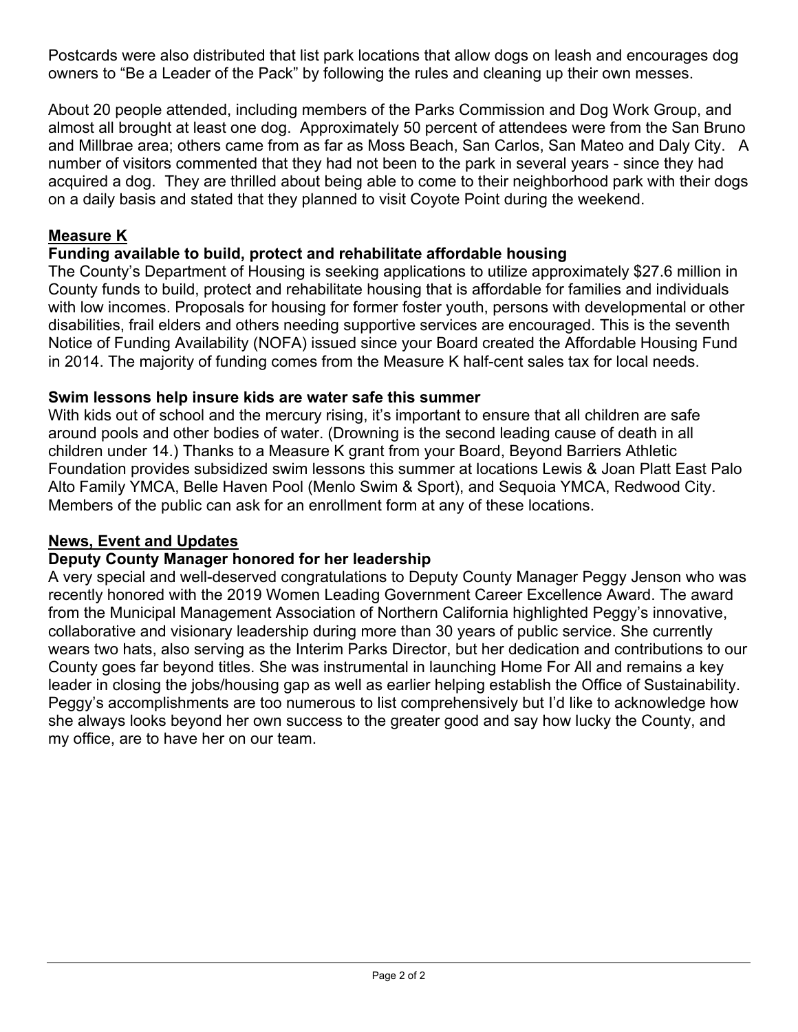Postcards were also distributed that list park locations that allow dogs on leash and encourages dog owners to "Be a Leader of the Pack" by following the rules and cleaning up their own messes.

About 20 people attended, including members of the Parks Commission and Dog Work Group, and almost all brought at least one dog. Approximately 50 percent of attendees were from the San Bruno and Millbrae area; others came from as far as Moss Beach, San Carlos, San Mateo and Daly City. A number of visitors commented that they had not been to the park in several years - since they had acquired a dog. They are thrilled about being able to come to their neighborhood park with their dogs on a daily basis and stated that they planned to visit Coyote Point during the weekend.

## Measure K

### Funding available to build, protect and rehabilitate affordable housing

The County's Department of Housing is seeking applications to utilize approximately $27.6 million in County funds to build, protect and rehabilitate housing that is affordable for families and individuals with low incomes. Proposals for housing for former foster youth, persons with developmental or other disabilities, frail elders and others needing supportive services are encouraged. This is the seventh Notice of Funding Availability (NOFA) issued since your Board created the Affordable Housing Fund in 2014. The majority of funding comes from the Measure K half-cent sales tax for local needs.

### Swim lessons help insure kids are water safe this summer

With kids out of school and the mercury rising, it's important to ensure that all children are safe around pools and other bodies of water. (Drowning is the second leading cause of death in all children under 14.) Thanks to a Measure K grant from your Board, Beyond Barriers Athletic Foundation provides subsidized swim lessons this summer at locations Lewis & Joan Platt East Palo Alto Family YMCA, Belle Haven Pool (Menlo Swim & Sport), and Sequoia YMCA, Redwood City. Members of the public can ask for an enrollment form at any of these locations.

## News, Event and Updates

### Deputy County Manager honored for her leadership

A very special and well-deserved congratulations to Deputy County Manager Peggy Jenson who was recently honored with the 2019 Women Leading Government Career Excellence Award. The award from the Municipal Management Association of Northern California highlighted Peggy's innovative, collaborative and visionary leadership during more than 30 years of public service. She currently wears two hats, also serving as the Interim Parks Director, but her dedication and contributions to our County goes far beyond titles. She was instrumental in launching Home For All and remains a key leader in closing the jobs/housing gap as well as earlier helping establish the Office of Sustainability. Peggy's accomplishments are too numerous to list comprehensively but I'd like to acknowledge how she always looks beyond her own success to the greater good and say how lucky the County, and my office, are to have her on our team.